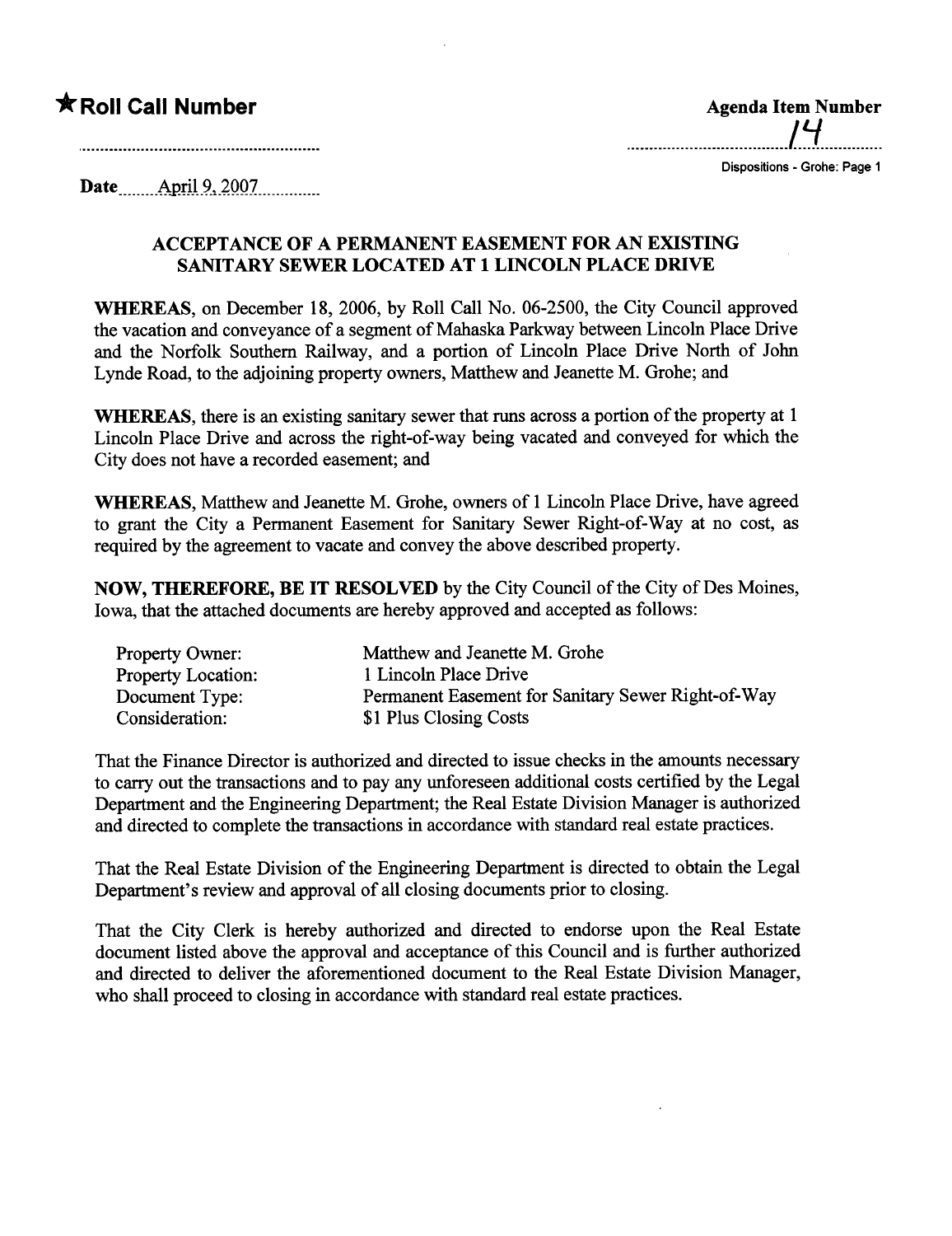★Roll Call Number

Agenda Item Number 14

Dispositions - Grohe: Page 1

Date April 9, 2007

## ACCEPTANCE OF A PERMANENT EASEMENT FOR AN EXISTING SANITARY SEWER LOCATED AT 1 LINCOLN PLACE DRIVE

**WHEREAS**, on December 18, 2006, by Roll Call No. 06-2500, the City Council approved the vacation and conveyance of a segment of Mahaska Parkway between Lincoln Place Drive and the Norfolk Southern Railway, and a portion of Lincoln Place Drive North of John Lynde Road, to the adjoining property owners, Matthew and Jeanette M. Grohe; and

**WHEREAS**, there is an existing sanitary sewer that runs across a portion of the property at 1 Lincoln Place Drive and across the right-of-way being vacated and conveyed for which the City does not have a recorded easement; and

**WHEREAS**, Matthew and Jeanette M. Grohe, owners of 1 Lincoln Place Drive, have agreed to grant the City a Permanent Easement for Sanitary Sewer Right-of-Way at no cost, as required by the agreement to vacate and convey the above described property.

**NOW, THEREFORE, BE IT RESOLVED** by the City Council of the City of Des Moines, Iowa, that the attached documents are hereby approved and accepted as follows:

| | |
|---|---|
| Property Owner: | Matthew and Jeanette M. Grohe |
| Property Location: | 1 Lincoln Place Drive |
| Document Type: | Permanent Easement for Sanitary Sewer Right-of-Way |
| Consideration: | $1 Plus Closing Costs |

That the Finance Director is authorized and directed to issue checks in the amounts necessary to carry out the transactions and to pay any unforeseen additional costs certified by the Legal Department and the Engineering Department; the Real Estate Division Manager is authorized and directed to complete the transactions in accordance with standard real estate practices.

That the Real Estate Division of the Engineering Department is directed to obtain the Legal Department's review and approval of all closing documents prior to closing.

That the City Clerk is hereby authorized and directed to endorse upon the Real Estate document listed above the approval and acceptance of this Council and is further authorized and directed to deliver the aforementioned document to the Real Estate Division Manager, who shall proceed to closing in accordance with standard real estate practices.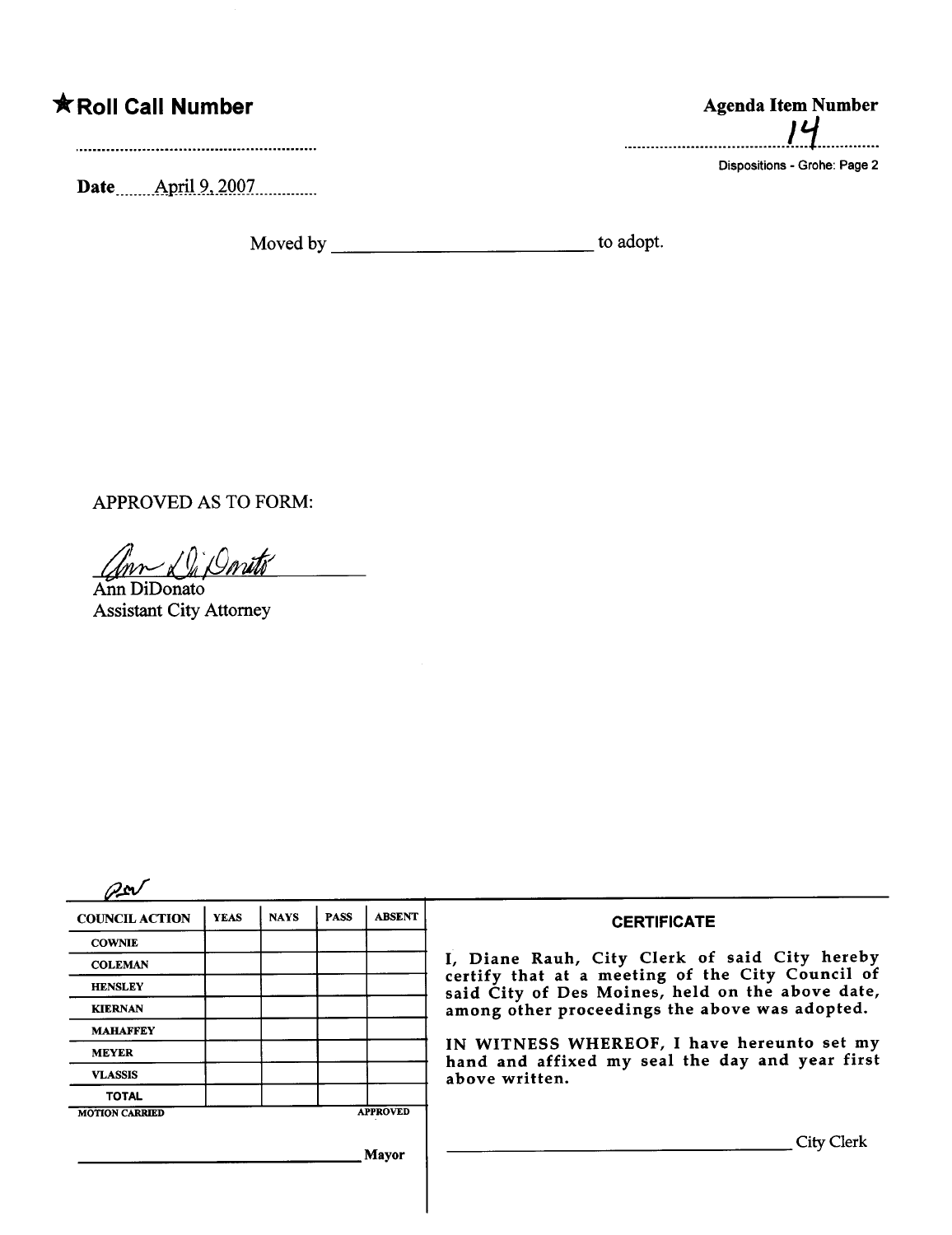★**Roll Call Number** ..........................................................

**Agenda Item Number**
14

Dispositions - Grohe: Page 2

**Date** April 9, 2007

Moved by ____________________________ to adopt.

APPROVED AS TO FORM:

Ann DiDonato
Ann DiDonato
Assistant City Attorney

| COUNCIL ACTION | YEAS | NAYS | PASS | ABSENT |
|---|---|---|---|---|
| COWNIE | | | | |
| COLEMAN | | | | |
| HENSLEY | | | | |
| KIERNAN | | | | |
| MAHAFFEY | | | | |
| MEYER | | | | |
| VLASSIS | | | | |
| TOTAL | | | | |

MOTION CARRIED APPROVED

_______________________________ Mayor

**CERTIFICATE**

I, Diane Rauh, City Clerk of said City hereby certify that at a meeting of the City Council of said City of Des Moines, held on the above date, among other proceedings the above was adopted.

IN WITNESS WHEREOF, I have hereunto set my hand and affixed my seal the day and year first above written.

_______________________________ City Clerk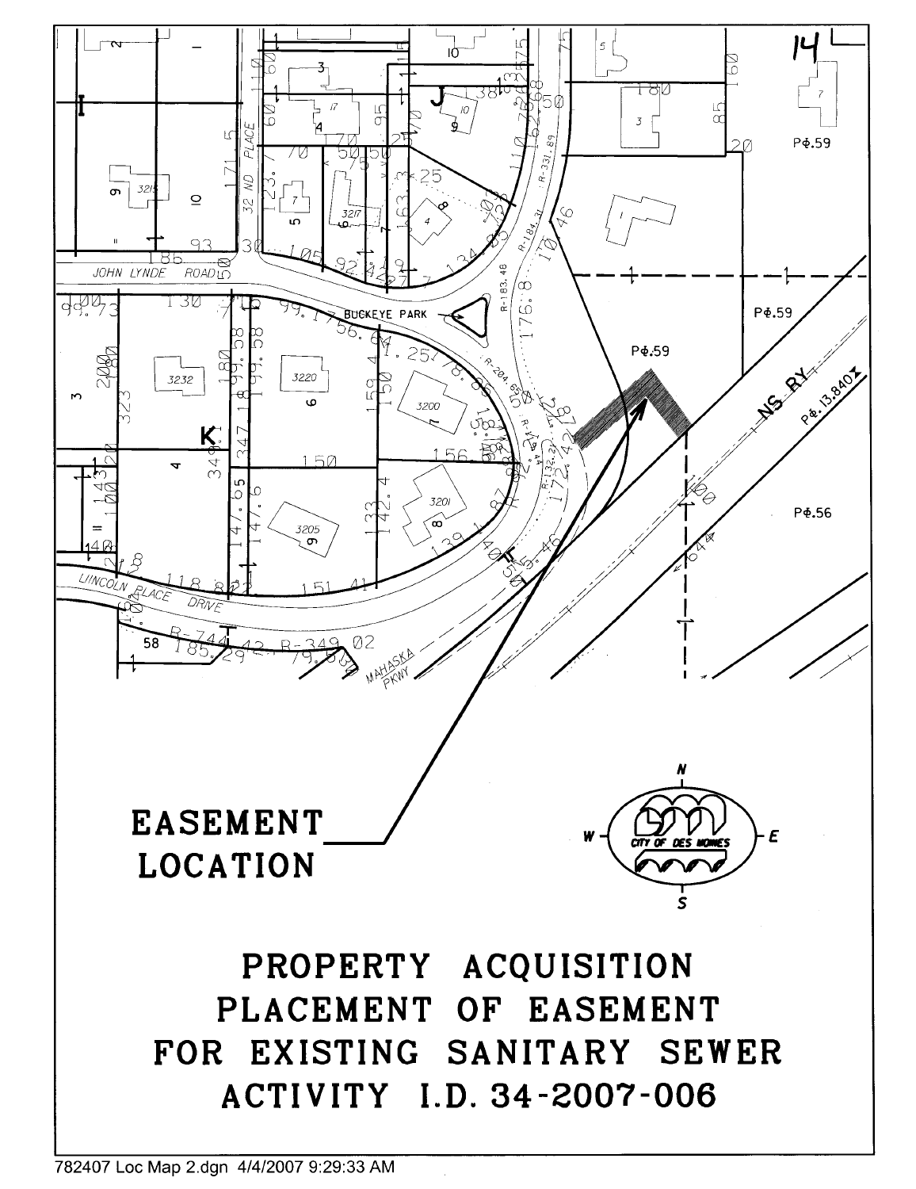14

EASEMENT LOCATION

# PROPERTY ACQUISITION
# PLACEMENT OF EASEMENT
# FOR EXISTING SANITARY SEWER
# ACTIVITY I.D. 34-2007-006

JOHN LYNDE ROAD

32 ND PLACE

BUCKEYE PARK

LINCOLN PLACE DRIVE

MAHASKA PKWY

NS RY

CITY OF DES MOINES

N

S

E

W

782407 Loc Map 2.dgn 4/4/2007 9:29:33 AM